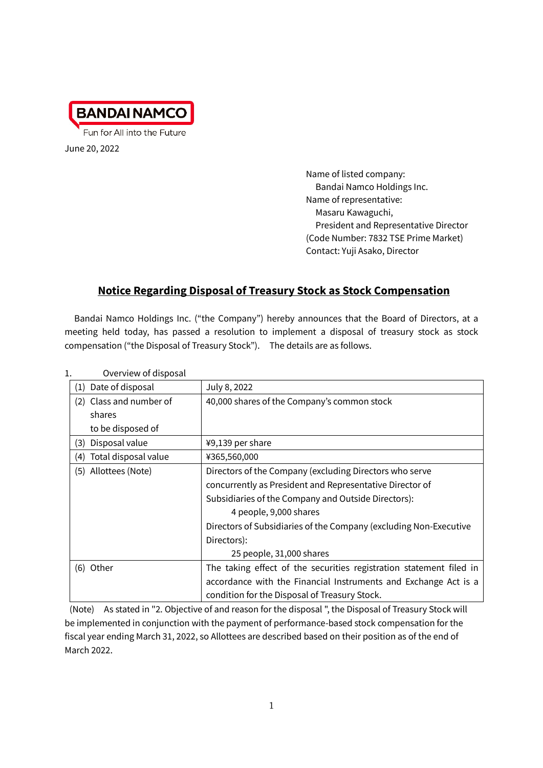BANDAI NAMCO

Fun for All into the Future

June 20, 2022

Name of listed company:
Bandai Namco Holdings Inc.
Name of representative:
Masaru Kawaguchi,
President and Representative Director
(Code Number: 7832 TSE Prime Market)
Contact: Yuji Asako, Director

# Notice Regarding Disposal of Treasury Stock as Stock Compensation

Bandai Namco Holdings Inc. ("the Company") hereby announces that the Board of Directors, at a meeting held today, has passed a resolution to implement a disposal of treasury stock as stock compensation ("the Disposal of Treasury Stock"). The details are as follows.

1. Overview of disposal

| | |
|---|---|
| (1) Date of disposal | July 8, 2022 |
| (2) Class and number of shares to be disposed of | 40,000 shares of the Company's common stock |
| (3) Disposal value | ¥9,139 per share |
| (4) Total disposal value | ¥365,560,000 |
| (5) Allottees (Note) | Directors of the Company (excluding Directors who serve concurrently as President and Representative Director of Subsidiaries of the Company and Outside Directors): 4 people, 9,000 shares<br>Directors of Subsidiaries of the Company (excluding Non-Executive Directors): 25 people, 31,000 shares |
| (6) Other | The taking effect of the securities registration statement filed in accordance with the Financial Instruments and Exchange Act is a condition for the Disposal of Treasury Stock. |

(Note) As stated in "2. Objective of and reason for the disposal ", the Disposal of Treasury Stock will be implemented in conjunction with the payment of performance-based stock compensation for the fiscal year ending March 31, 2022, so Allottees are described based on their position as of the end of March 2022.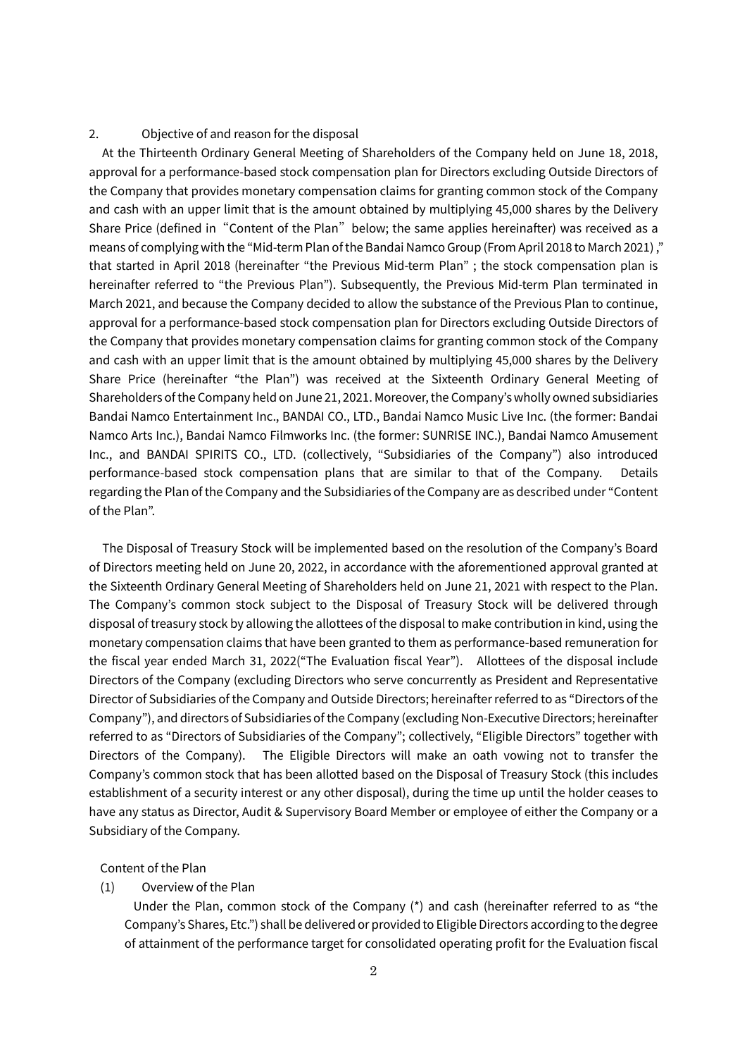2. Objective of and reason for the disposal

At the Thirteenth Ordinary General Meeting of Shareholders of the Company held on June 18, 2018, approval for a performance-based stock compensation plan for Directors excluding Outside Directors of the Company that provides monetary compensation claims for granting common stock of the Company and cash with an upper limit that is the amount obtained by multiplying 45,000 shares by the Delivery Share Price (defined in "Content of the Plan" below; the same applies hereinafter) was received as a means of complying with the "Mid-term Plan of the Bandai Namco Group (From April 2018 to March 2021) ," that started in April 2018 (hereinafter "the Previous Mid-term Plan" ; the stock compensation plan is hereinafter referred to "the Previous Plan"). Subsequently, the Previous Mid-term Plan terminated in March 2021, and because the Company decided to allow the substance of the Previous Plan to continue, approval for a performance-based stock compensation plan for Directors excluding Outside Directors of the Company that provides monetary compensation claims for granting common stock of the Company and cash with an upper limit that is the amount obtained by multiplying 45,000 shares by the Delivery Share Price (hereinafter "the Plan") was received at the Sixteenth Ordinary General Meeting of Shareholders of the Company held on June 21, 2021. Moreover, the Company's wholly owned subsidiaries Bandai Namco Entertainment Inc., BANDAI CO., LTD., Bandai Namco Music Live Inc. (the former: Bandai Namco Arts Inc.), Bandai Namco Filmworks Inc. (the former: SUNRISE INC.), Bandai Namco Amusement Inc., and BANDAI SPIRITS CO., LTD. (collectively, "Subsidiaries of the Company") also introduced performance-based stock compensation plans that are similar to that of the Company. Details regarding the Plan of the Company and the Subsidiaries of the Company are as described under "Content of the Plan".

The Disposal of Treasury Stock will be implemented based on the resolution of the Company's Board of Directors meeting held on June 20, 2022, in accordance with the aforementioned approval granted at the Sixteenth Ordinary General Meeting of Shareholders held on June 21, 2021 with respect to the Plan. The Company's common stock subject to the Disposal of Treasury Stock will be delivered through disposal of treasury stock by allowing the allottees of the disposal to make contribution in kind, using the monetary compensation claims that have been granted to them as performance-based remuneration for the fiscal year ended March 31, 2022("The Evaluation fiscal Year"). Allottees of the disposal include Directors of the Company (excluding Directors who serve concurrently as President and Representative Director of Subsidiaries of the Company and Outside Directors; hereinafter referred to as "Directors of the Company"), and directors of Subsidiaries of the Company (excluding Non-Executive Directors; hereinafter referred to as "Directors of Subsidiaries of the Company"; collectively, "Eligible Directors" together with Directors of the Company). The Eligible Directors will make an oath vowing not to transfer the Company's common stock that has been allotted based on the Disposal of Treasury Stock (this includes establishment of a security interest or any other disposal), during the time up until the holder ceases to have any status as Director, Audit & Supervisory Board Member or employee of either the Company or a Subsidiary of the Company.

Content of the Plan

(1) Overview of the Plan

Under the Plan, common stock of the Company (*) and cash (hereinafter referred to as "the Company's Shares, Etc.") shall be delivered or provided to Eligible Directors according to the degree of attainment of the performance target for consolidated operating profit for the Evaluation fiscal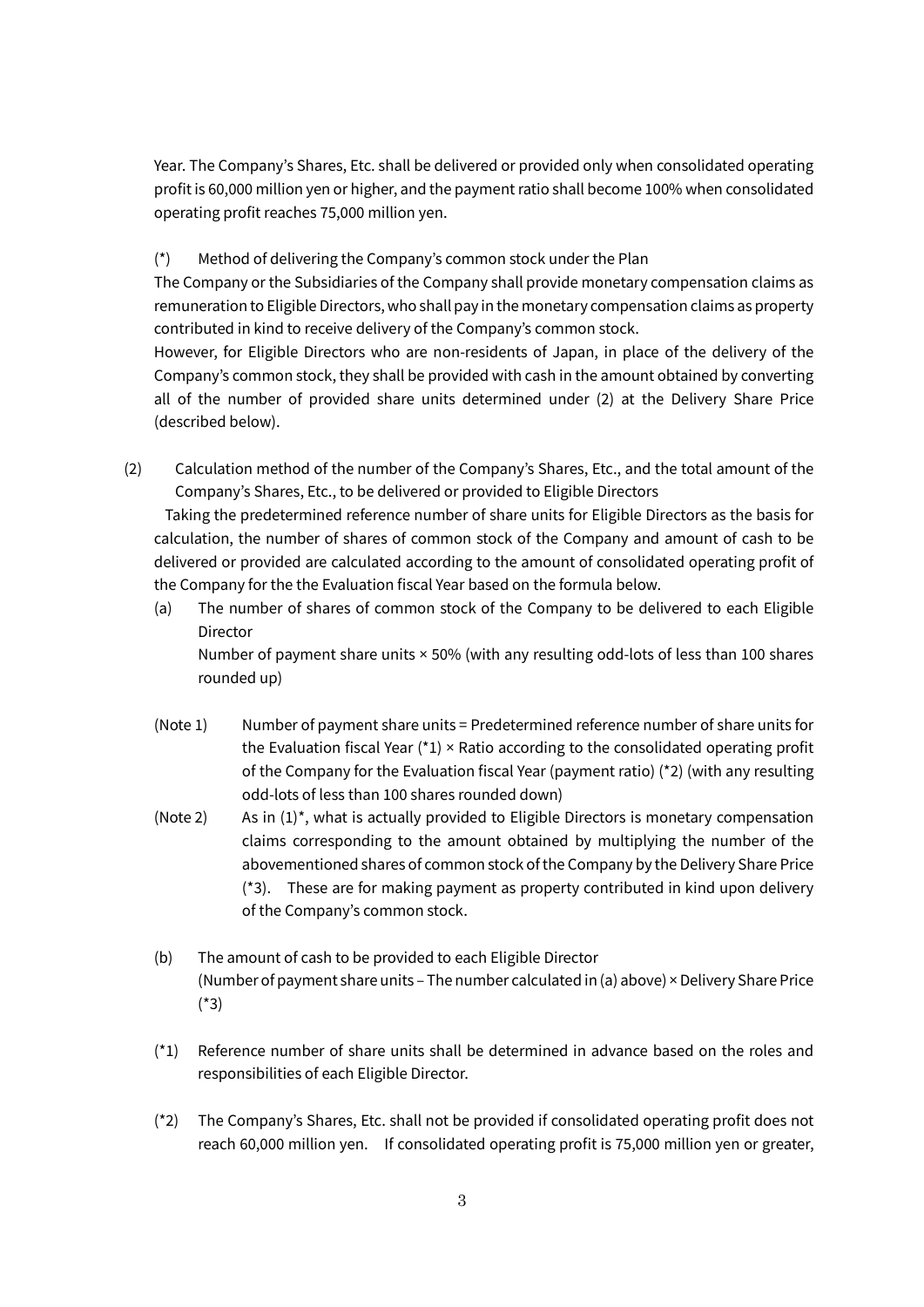Year. The Company's Shares, Etc. shall be delivered or provided only when consolidated operating profit is 60,000 million yen or higher, and the payment ratio shall become 100% when consolidated operating profit reaches 75,000 million yen.

(*) Method of delivering the Company's common stock under the Plan

The Company or the Subsidiaries of the Company shall provide monetary compensation claims as remuneration to Eligible Directors, who shall pay in the monetary compensation claims as property contributed in kind to receive delivery of the Company's common stock.

However, for Eligible Directors who are non-residents of Japan, in place of the delivery of the Company's common stock, they shall be provided with cash in the amount obtained by converting all of the number of provided share units determined under (2) at the Delivery Share Price (described below).

(2) Calculation method of the number of the Company's Shares, Etc., and the total amount of the Company's Shares, Etc., to be delivered or provided to Eligible Directors

Taking the predetermined reference number of share units for Eligible Directors as the basis for calculation, the number of shares of common stock of the Company and amount of cash to be delivered or provided are calculated according to the amount of consolidated operating profit of the Company for the the Evaluation fiscal Year based on the formula below.

(a) The number of shares of common stock of the Company to be delivered to each Eligible Director

Number of payment share units × 50% (with any resulting odd-lots of less than 100 shares rounded up)

(Note 1) Number of payment share units = Predetermined reference number of share units for the Evaluation fiscal Year (*1) × Ratio according to the consolidated operating profit of the Company for the Evaluation fiscal Year (payment ratio) (*2) (with any resulting odd-lots of less than 100 shares rounded down)

(Note 2) As in (1)*, what is actually provided to Eligible Directors is monetary compensation claims corresponding to the amount obtained by multiplying the number of the abovementioned shares of common stock of the Company by the Delivery Share Price (*3). These are for making payment as property contributed in kind upon delivery of the Company's common stock.

(b) The amount of cash to be provided to each Eligible Director

(Number of payment share units – The number calculated in (a) above) × Delivery Share Price (*3)

(*1) Reference number of share units shall be determined in advance based on the roles and responsibilities of each Eligible Director.

(*2) The Company's Shares, Etc. shall not be provided if consolidated operating profit does not reach 60,000 million yen. If consolidated operating profit is 75,000 million yen or greater,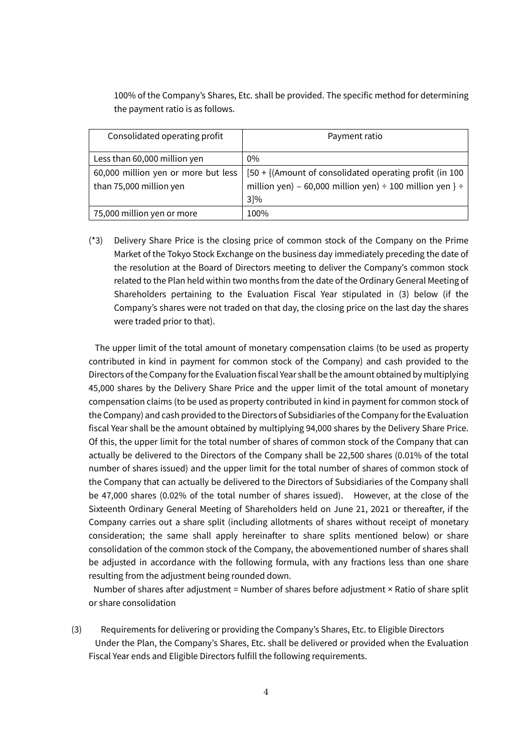100% of the Company's Shares, Etc. shall be provided. The specific method for determining the payment ratio is as follows.

| Consolidated operating profit | Payment ratio |
|---|---|
| Less than 60,000 million yen | 0% |
| 60,000 million yen or more but less than 75,000 million yen | [50 + {(Amount of consolidated operating profit (in 100 million yen) − 60,000 million yen) ÷ 100 million yen } ÷ 3]% |
| 75,000 million yen or more | 100% |

(*3) Delivery Share Price is the closing price of common stock of the Company on the Prime Market of the Tokyo Stock Exchange on the business day immediately preceding the date of the resolution at the Board of Directors meeting to deliver the Company's common stock related to the Plan held within two months from the date of the Ordinary General Meeting of Shareholders pertaining to the Evaluation Fiscal Year stipulated in (3) below (if the Company's shares were not traded on that day, the closing price on the last day the shares were traded prior to that).

The upper limit of the total amount of monetary compensation claims (to be used as property contributed in kind in payment for common stock of the Company) and cash provided to the Directors of the Company for the Evaluation fiscal Year shall be the amount obtained by multiplying 45,000 shares by the Delivery Share Price and the upper limit of the total amount of monetary compensation claims (to be used as property contributed in kind in payment for common stock of the Company) and cash provided to the Directors of Subsidiaries of the Company for the Evaluation fiscal Year shall be the amount obtained by multiplying 94,000 shares by the Delivery Share Price. Of this, the upper limit for the total number of shares of common stock of the Company that can actually be delivered to the Directors of the Company shall be 22,500 shares (0.01% of the total number of shares issued) and the upper limit for the total number of shares of common stock of the Company that can actually be delivered to the Directors of Subsidiaries of the Company shall be 47,000 shares (0.02% of the total number of shares issued). However, at the close of the Sixteenth Ordinary General Meeting of Shareholders held on June 21, 2021 or thereafter, if the Company carries out a share split (including allotments of shares without receipt of monetary consideration; the same shall apply hereinafter to share splits mentioned below) or share consolidation of the common stock of the Company, the abovementioned number of shares shall be adjusted in accordance with the following formula, with any fractions less than one share resulting from the adjustment being rounded down.

Number of shares after adjustment = Number of shares before adjustment × Ratio of share split or share consolidation

(3) Requirements for delivering or providing the Company's Shares, Etc. to Eligible Directors

Under the Plan, the Company's Shares, Etc. shall be delivered or provided when the Evaluation Fiscal Year ends and Eligible Directors fulfill the following requirements.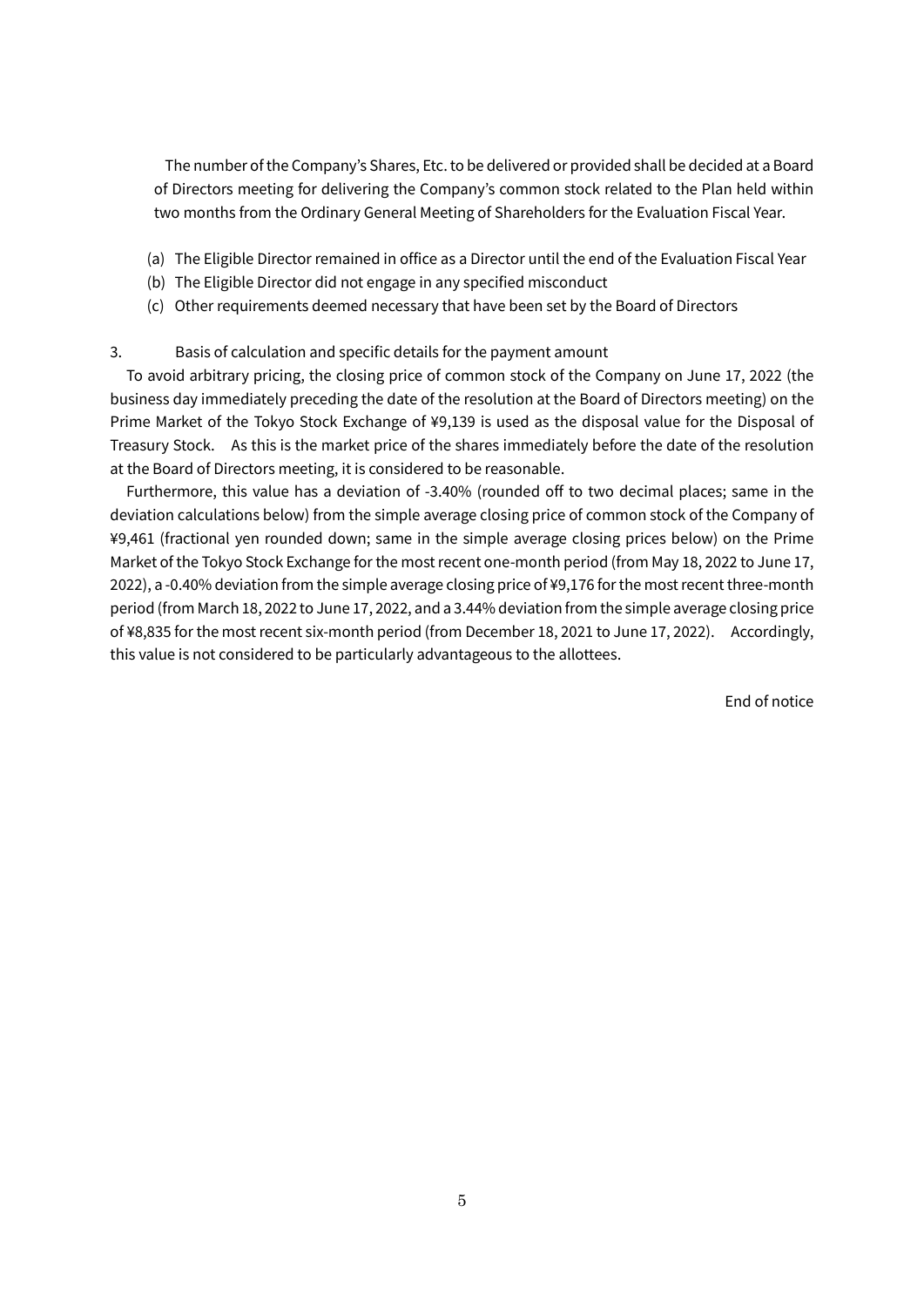The number of the Company's Shares, Etc. to be delivered or provided shall be decided at a Board of Directors meeting for delivering the Company's common stock related to the Plan held within two months from the Ordinary General Meeting of Shareholders for the Evaluation Fiscal Year.

(a) The Eligible Director remained in office as a Director until the end of the Evaluation Fiscal Year
(b) The Eligible Director did not engage in any specified misconduct
(c) Other requirements deemed necessary that have been set by the Board of Directors

3. Basis of calculation and specific details for the payment amount

To avoid arbitrary pricing, the closing price of common stock of the Company on June 17, 2022 (the business day immediately preceding the date of the resolution at the Board of Directors meeting) on the Prime Market of the Tokyo Stock Exchange of ¥9,139 is used as the disposal value for the Disposal of Treasury Stock. As this is the market price of the shares immediately before the date of the resolution at the Board of Directors meeting, it is considered to be reasonable.

Furthermore, this value has a deviation of -3.40% (rounded off to two decimal places; same in the deviation calculations below) from the simple average closing price of common stock of the Company of ¥9,461 (fractional yen rounded down; same in the simple average closing prices below) on the Prime Market of the Tokyo Stock Exchange for the most recent one-month period (from May 18, 2022 to June 17, 2022), a -0.40% deviation from the simple average closing price of ¥9,176 for the most recent three-month period (from March 18, 2022 to June 17, 2022, and a 3.44% deviation from the simple average closing price of ¥8,835 for the most recent six-month period (from December 18, 2021 to June 17, 2022). Accordingly, this value is not considered to be particularly advantageous to the allottees.

End of notice